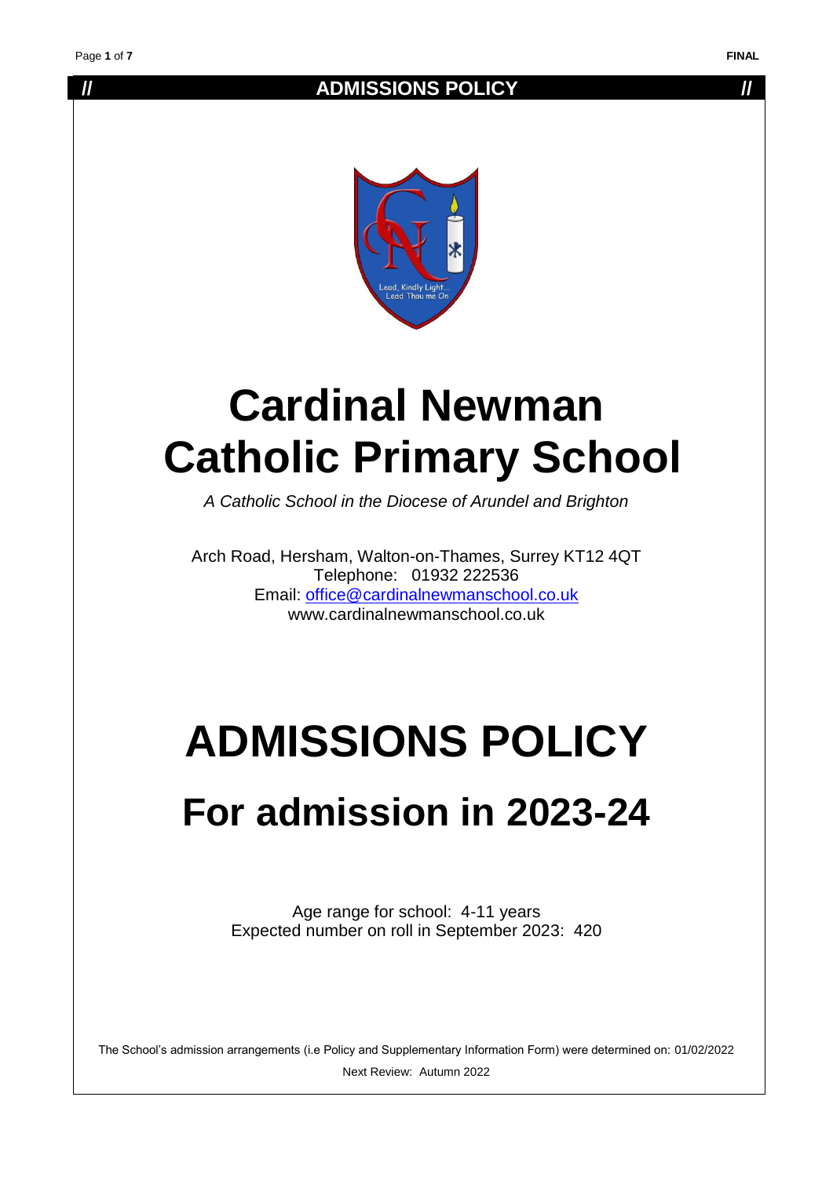# Cardinal Newman Catholic Primary School

*A Catholic School in the Diocese of Arundel and Brighton*

Arch Road, Hersham, Walton-on-Thames, Surrey KT12 4QT
Telephone: 01932 222536
Email: office@cardinalnewmanschool.co.uk
www.cardinalnewmanschool.co.uk

# ADMISSIONS POLICY

## For admission in 2023-24

Age range for school: 4-11 years
Expected number on roll in September 2023: 420

The School's admission arrangements (i.e Policy and Supplementary Information Form) were determined on: 01/02/2022

Next Review: Autumn 2022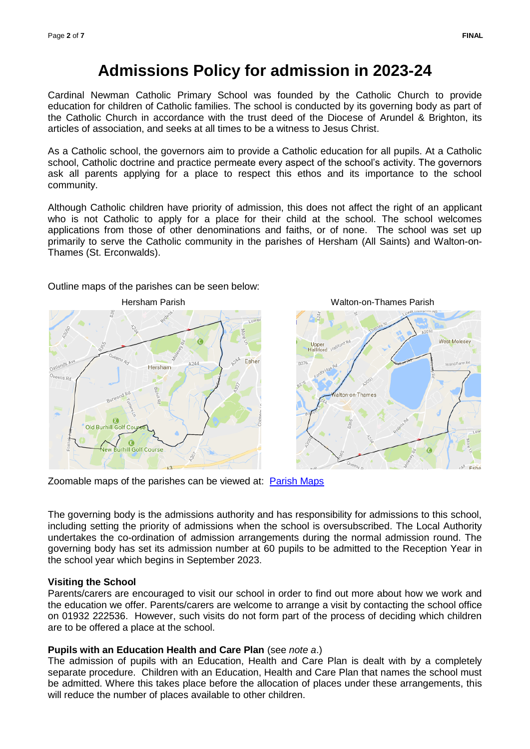# Admissions Policy for admission in 2023-24

Cardinal Newman Catholic Primary School was founded by the Catholic Church to provide education for children of Catholic families. The school is conducted by its governing body as part of the Catholic Church in accordance with the trust deed of the Diocese of Arundel & Brighton, its articles of association, and seeks at all times to be a witness to Jesus Christ.

As a Catholic school, the governors aim to provide a Catholic education for all pupils. At a Catholic school, Catholic doctrine and practice permeate every aspect of the school's activity. The governors ask all parents applying for a place to respect this ethos and its importance to the school community.

Although Catholic children have priority of admission, this does not affect the right of an applicant who is not Catholic to apply for a place for their child at the school. The school welcomes applications from those of other denominations and faiths, or of none. The school was set up primarily to serve the Catholic community in the parishes of Hersham (All Saints) and Walton-on-Thames (St. Erconwalds).

Outline maps of the parishes can be seen below:

Hersham Parish

Walton-on-Thames Parish

Zoomable maps of the parishes can be viewed at: [Parish Maps]

The governing body is the admissions authority and has responsibility for admissions to this school, including setting the priority of admissions when the school is oversubscribed. The Local Authority undertakes the co-ordination of admission arrangements during the normal admission round. The governing body has set its admission number at 60 pupils to be admitted to the Reception Year in the school year which begins in September 2023.

**Visiting the School**

Parents/carers are encouraged to visit our school in order to find out more about how we work and the education we offer. Parents/carers are welcome to arrange a visit by contacting the school office on 01932 222536. However, such visits do not form part of the process of deciding which children are to be offered a place at the school.

**Pupils with an Education Health and Care Plan** (see *note a*.)

The admission of pupils with an Education, Health and Care Plan is dealt with by a completely separate procedure. Children with an Education, Health and Care Plan that names the school must be admitted. Where this takes place before the allocation of places under these arrangements, this will reduce the number of places available to other children.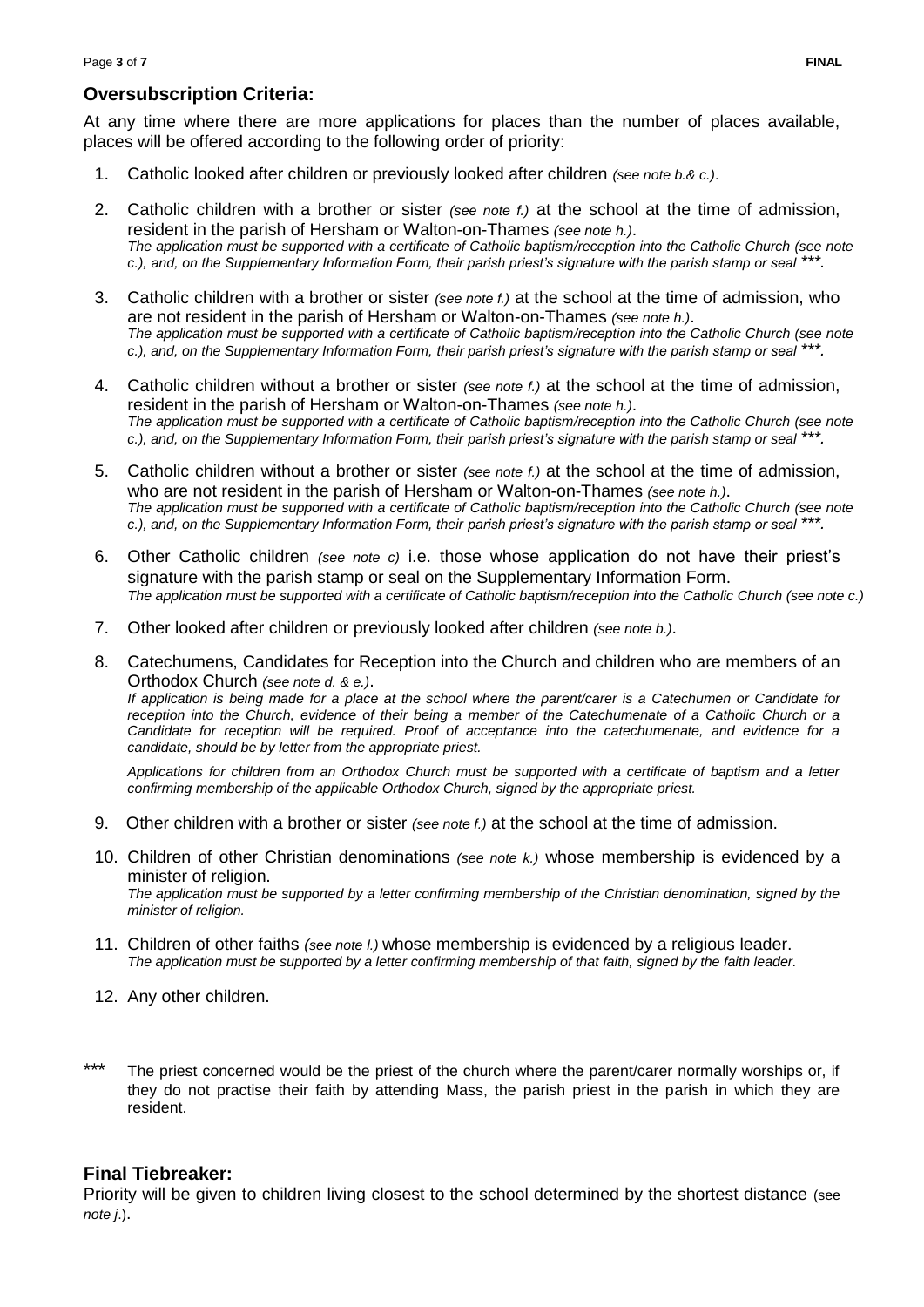## Oversubscription Criteria:

At any time where there are more applications for places than the number of places available, places will be offered according to the following order of priority:

1. Catholic looked after children or previously looked after children *(see note b.& c.)*.

2. Catholic children with a brother or sister *(see note f.)* at the school at the time of admission, resident in the parish of Hersham or Walton-on-Thames *(see note h.)*.
   *The application must be supported with a certificate of Catholic baptism/reception into the Catholic Church (see note c.), and, on the Supplementary Information Form, their parish priest's signature with the parish stamp or seal \*\*\*.*

3. Catholic children with a brother or sister *(see note f.)* at the school at the time of admission, who are not resident in the parish of Hersham or Walton-on-Thames *(see note h.)*.
   *The application must be supported with a certificate of Catholic baptism/reception into the Catholic Church (see note c.), and, on the Supplementary Information Form, their parish priest's signature with the parish stamp or seal \*\*\*.*

4. Catholic children without a brother or sister *(see note f.)* at the school at the time of admission, resident in the parish of Hersham or Walton-on-Thames *(see note h.)*.
   *The application must be supported with a certificate of Catholic baptism/reception into the Catholic Church (see note c.), and, on the Supplementary Information Form, their parish priest's signature with the parish stamp or seal \*\*\*.*

5. Catholic children without a brother or sister *(see note f.)* at the school at the time of admission, who are not resident in the parish of Hersham or Walton-on-Thames *(see note h.)*.
   *The application must be supported with a certificate of Catholic baptism/reception into the Catholic Church (see note c.), and, on the Supplementary Information Form, their parish priest's signature with the parish stamp or seal \*\*\*.*

6. Other Catholic children *(see note c)* i.e. those whose application do not have their priest's signature with the parish stamp or seal on the Supplementary Information Form.
   *The application must be supported with a certificate of Catholic baptism/reception into the Catholic Church (see note c.)*

7. Other looked after children or previously looked after children *(see note b.)*.

8. Catechumens, Candidates for Reception into the Church and children who are members of an Orthodox Church *(see note d. & e.)*.
   *If application is being made for a place at the school where the parent/carer is a Catechumen or Candidate for reception into the Church, evidence of their being a member of the Catechumenate of a Catholic Church or a Candidate for reception will be required. Proof of acceptance into the catechumenate, and evidence for a candidate, should be by letter from the appropriate priest.*

   *Applications for children from an Orthodox Church must be supported with a certificate of baptism and a letter confirming membership of the applicable Orthodox Church, signed by the appropriate priest.*

9. Other children with a brother or sister *(see note f.)* at the school at the time of admission.

10. Children of other Christian denominations *(see note k.)* whose membership is evidenced by a minister of religion.
    *The application must be supported by a letter confirming membership of the Christian denomination, signed by the minister of religion.*

11. Children of other faiths *(see note l.)* whose membership is evidenced by a religious leader.
    *The application must be supported by a letter confirming membership of that faith, signed by the faith leader.*

12. Any other children.

\*\*\* The priest concerned would be the priest of the church where the parent/carer normally worships or, if they do not practise their faith by attending Mass, the parish priest in the parish in which they are resident.

## Final Tiebreaker:

Priority will be given to children living closest to the school determined by the shortest distance (see *note j.*).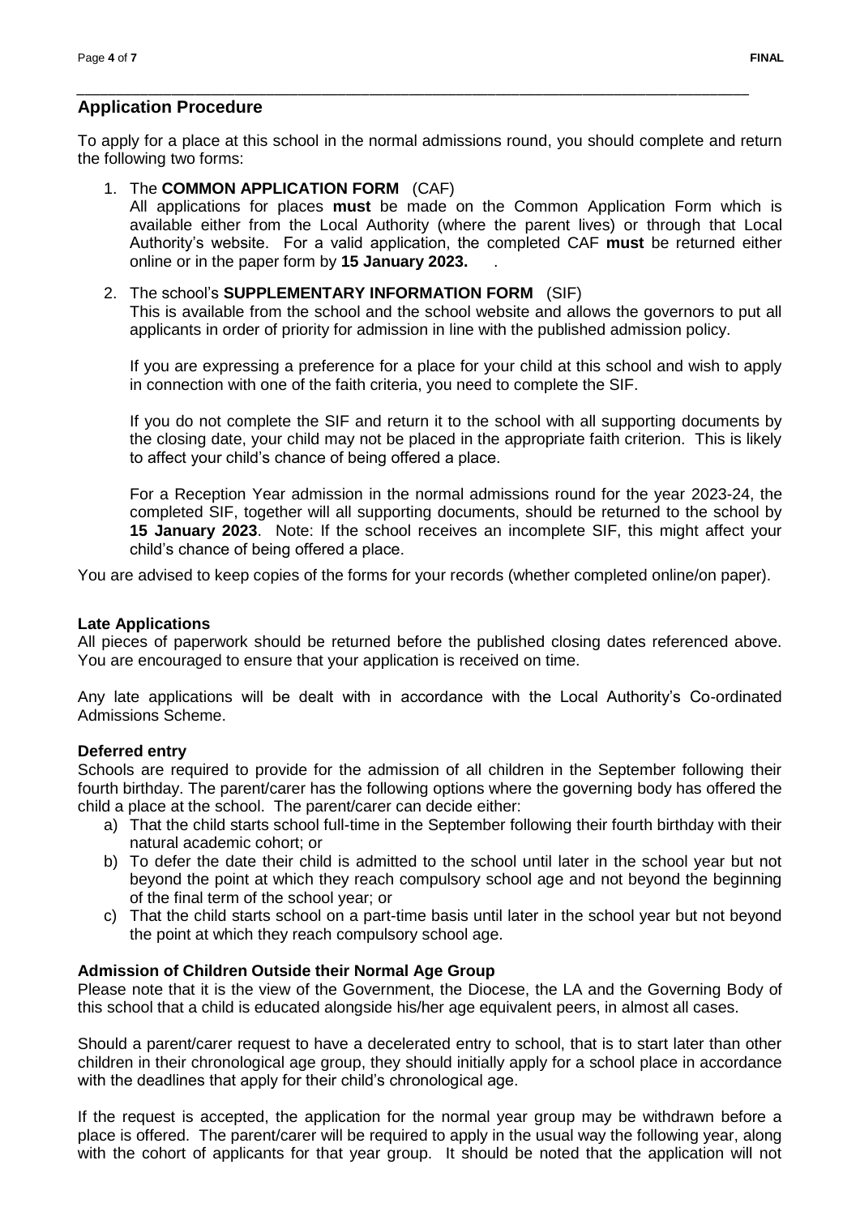## Application Procedure

To apply for a place at this school in the normal admissions round, you should complete and return the following two forms:

1. The **COMMON APPLICATION FORM** (CAF)
   All applications for places **must** be made on the Common Application Form which is available either from the Local Authority (where the parent lives) or through that Local Authority's website. For a valid application, the completed CAF **must** be returned either online or in the paper form by **15 January 2023.** .

2. The school's **SUPPLEMENTARY INFORMATION FORM** (SIF)
   This is available from the school and the school website and allows the governors to put all applicants in order of priority for admission in line with the published admission policy.

   If you are expressing a preference for a place for your child at this school and wish to apply in connection with one of the faith criteria, you need to complete the SIF.

   If you do not complete the SIF and return it to the school with all supporting documents by the closing date, your child may not be placed in the appropriate faith criterion. This is likely to affect your child's chance of being offered a place.

   For a Reception Year admission in the normal admissions round for the year 2023-24, the completed SIF, together will all supporting documents, should be returned to the school by **15 January 2023**. Note: If the school receives an incomplete SIF, this might affect your child's chance of being offered a place.

You are advised to keep copies of the forms for your records (whether completed online/on paper).

**Late Applications**
All pieces of paperwork should be returned before the published closing dates referenced above. You are encouraged to ensure that your application is received on time.

Any late applications will be dealt with in accordance with the Local Authority's Co-ordinated Admissions Scheme.

**Deferred entry**
Schools are required to provide for the admission of all children in the September following their fourth birthday. The parent/carer has the following options where the governing body has offered the child a place at the school. The parent/carer can decide either:

a) That the child starts school full-time in the September following their fourth birthday with their natural academic cohort; or
b) To defer the date their child is admitted to the school until later in the school year but not beyond the point at which they reach compulsory school age and not beyond the beginning of the final term of the school year; or
c) That the child starts school on a part-time basis until later in the school year but not beyond the point at which they reach compulsory school age.

**Admission of Children Outside their Normal Age Group**
Please note that it is the view of the Government, the Diocese, the LA and the Governing Body of this school that a child is educated alongside his/her age equivalent peers, in almost all cases.

Should a parent/carer request to have a decelerated entry to school, that is to start later than other children in their chronological age group, they should initially apply for a school place in accordance with the deadlines that apply for their child's chronological age.

If the request is accepted, the application for the normal year group may be withdrawn before a place is offered. The parent/carer will be required to apply in the usual way the following year, along with the cohort of applicants for that year group. It should be noted that the application will not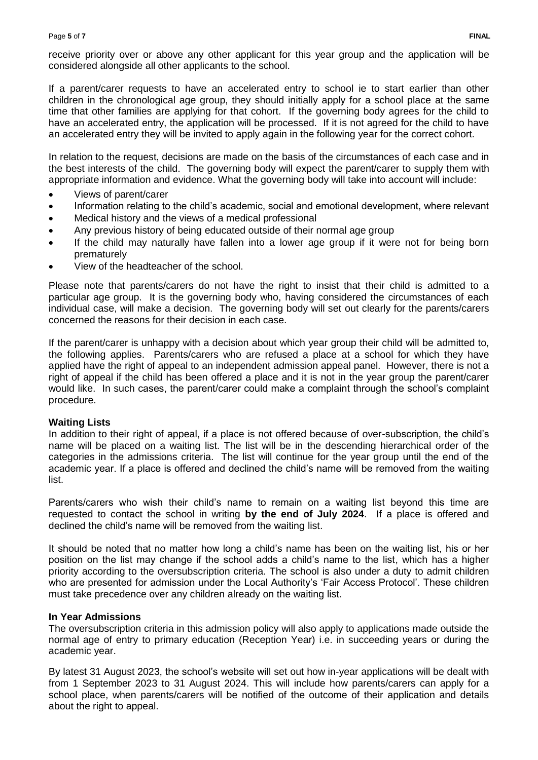receive priority over or above any other applicant for this year group and the application will be considered alongside all other applicants to the school.

If a parent/carer requests to have an accelerated entry to school ie to start earlier than other children in the chronological age group, they should initially apply for a school place at the same time that other families are applying for that cohort. If the governing body agrees for the child to have an accelerated entry, the application will be processed. If it is not agreed for the child to have an accelerated entry they will be invited to apply again in the following year for the correct cohort.

In relation to the request, decisions are made on the basis of the circumstances of each case and in the best interests of the child. The governing body will expect the parent/carer to supply them with appropriate information and evidence. What the governing body will take into account will include:

- Views of parent/carer
- Information relating to the child's academic, social and emotional development, where relevant
- Medical history and the views of a medical professional
- Any previous history of being educated outside of their normal age group
- If the child may naturally have fallen into a lower age group if it were not for being born prematurely
- View of the headteacher of the school.

Please note that parents/carers do not have the right to insist that their child is admitted to a particular age group. It is the governing body who, having considered the circumstances of each individual case, will make a decision. The governing body will set out clearly for the parents/carers concerned the reasons for their decision in each case.

If the parent/carer is unhappy with a decision about which year group their child will be admitted to, the following applies. Parents/carers who are refused a place at a school for which they have applied have the right of appeal to an independent admission appeal panel. However, there is not a right of appeal if the child has been offered a place and it is not in the year group the parent/carer would like. In such cases, the parent/carer could make a complaint through the school's complaint procedure.

**Waiting Lists**

In addition to their right of appeal, if a place is not offered because of over-subscription, the child's name will be placed on a waiting list. The list will be in the descending hierarchical order of the categories in the admissions criteria. The list will continue for the year group until the end of the academic year. If a place is offered and declined the child's name will be removed from the waiting list.

Parents/carers who wish their child's name to remain on a waiting list beyond this time are requested to contact the school in writing **by the end of July 2024**. If a place is offered and declined the child's name will be removed from the waiting list.

It should be noted that no matter how long a child's name has been on the waiting list, his or her position on the list may change if the school adds a child's name to the list, which has a higher priority according to the oversubscription criteria. The school is also under a duty to admit children who are presented for admission under the Local Authority's 'Fair Access Protocol'. These children must take precedence over any children already on the waiting list.

**In Year Admissions**

The oversubscription criteria in this admission policy will also apply to applications made outside the normal age of entry to primary education (Reception Year) i.e. in succeeding years or during the academic year.

By latest 31 August 2023, the school's website will set out how in-year applications will be dealt with from 1 September 2023 to 31 August 2024. This will include how parents/carers can apply for a school place, when parents/carers will be notified of the outcome of their application and details about the right to appeal.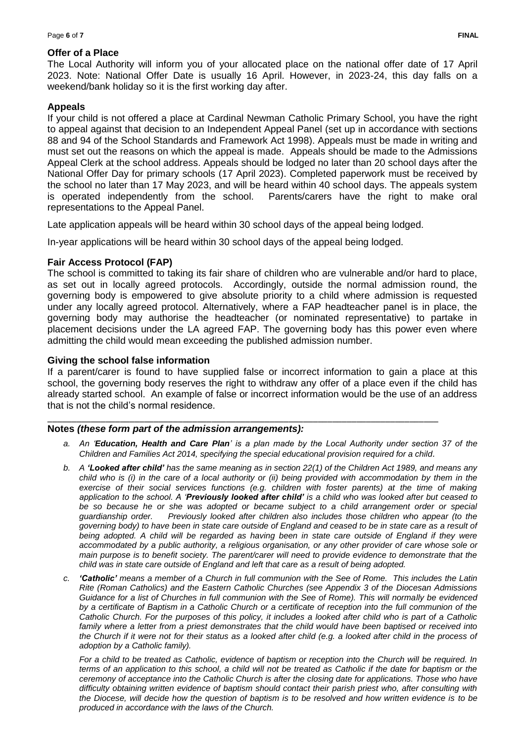### Offer of a Place

The Local Authority will inform you of your allocated place on the national offer date of 17 April 2023. Note: National Offer Date is usually 16 April. However, in 2023-24, this day falls on a weekend/bank holiday so it is the first working day after.

### Appeals

If your child is not offered a place at Cardinal Newman Catholic Primary School, you have the right to appeal against that decision to an Independent Appeal Panel (set up in accordance with sections 88 and 94 of the School Standards and Framework Act 1998). Appeals must be made in writing and must set out the reasons on which the appeal is made. Appeals should be made to the Admissions Appeal Clerk at the school address. Appeals should be lodged no later than 20 school days after the National Offer Day for primary schools (17 April 2023). Completed paperwork must be received by the school no later than 17 May 2023, and will be heard within 40 school days. The appeals system is operated independently from the school. Parents/carers have the right to make oral representations to the Appeal Panel.

Late application appeals will be heard within 30 school days of the appeal being lodged.

In-year applications will be heard within 30 school days of the appeal being lodged.

### Fair Access Protocol (FAP)

The school is committed to taking its fair share of children who are vulnerable and/or hard to place, as set out in locally agreed protocols. Accordingly, outside the normal admission round, the governing body is empowered to give absolute priority to a child where admission is requested under any locally agreed protocol. Alternatively, where a FAP headteacher panel is in place, the governing body may authorise the headteacher (or nominated representative) to partake in placement decisions under the LA agreed FAP. The governing body has this power even where admitting the child would mean exceeding the published admission number.

### Giving the school false information

If a parent/carer is found to have supplied false or incorrect information to gain a place at this school, the governing body reserves the right to withdraw any offer of a place even if the child has already started school. An example of false or incorrect information would be the use of an address that is not the child's normal residence.

---

### Notes *(these form part of the admission arrangements):*

a. *An '**Education, Health and Care Plan**' is a plan made by the Local Authority under section 37 of the Children and Families Act 2014, specifying the special educational provision required for a child.*

b. *A **'Looked after child'** has the same meaning as in section 22(1) of the Children Act 1989, and means any child who is (i) in the care of a local authority or (ii) being provided with accommodation by them in the exercise of their social services functions (e.g. children with foster parents) at the time of making application to the school. A '**Previously looked after child'** is a child who was looked after but ceased to be so because he or she was adopted or became subject to a child arrangement order or special guardianship order. Previously looked after children also includes those children who appear (to the governing body) to have been in state care outside of England and ceased to be in state care as a result of being adopted. A child will be regarded as having been in state care outside of England if they were accommodated by a public authority, a religious organisation, or any other provider of care whose sole or main purpose is to benefit society. The parent/carer will need to provide evidence to demonstrate that the child was in state care outside of England and left that care as a result of being adopted.*

c. ***'Catholic'** means a member of a Church in full communion with the See of Rome. This includes the Latin Rite (Roman Catholics) and the Eastern Catholic Churches (see Appendix 3 of the Diocesan Admissions Guidance for a list of Churches in full communion with the See of Rome). This will normally be evidenced by a certificate of Baptism in a Catholic Church or a certificate of reception into the full communion of the Catholic Church. For the purposes of this policy, it includes a looked after child who is part of a Catholic family where a letter from a priest demonstrates that the child would have been baptised or received into the Church if it were not for their status as a looked after child (e.g. a looked after child in the process of adoption by a Catholic family).*

   *For a child to be treated as Catholic, evidence of baptism or reception into the Church will be required. In terms of an application to this school, a child will not be treated as Catholic if the date for baptism or the ceremony of acceptance into the Catholic Church is after the closing date for applications. Those who have difficulty obtaining written evidence of baptism should contact their parish priest who, after consulting with the Diocese, will decide how the question of baptism is to be resolved and how written evidence is to be produced in accordance with the laws of the Church.*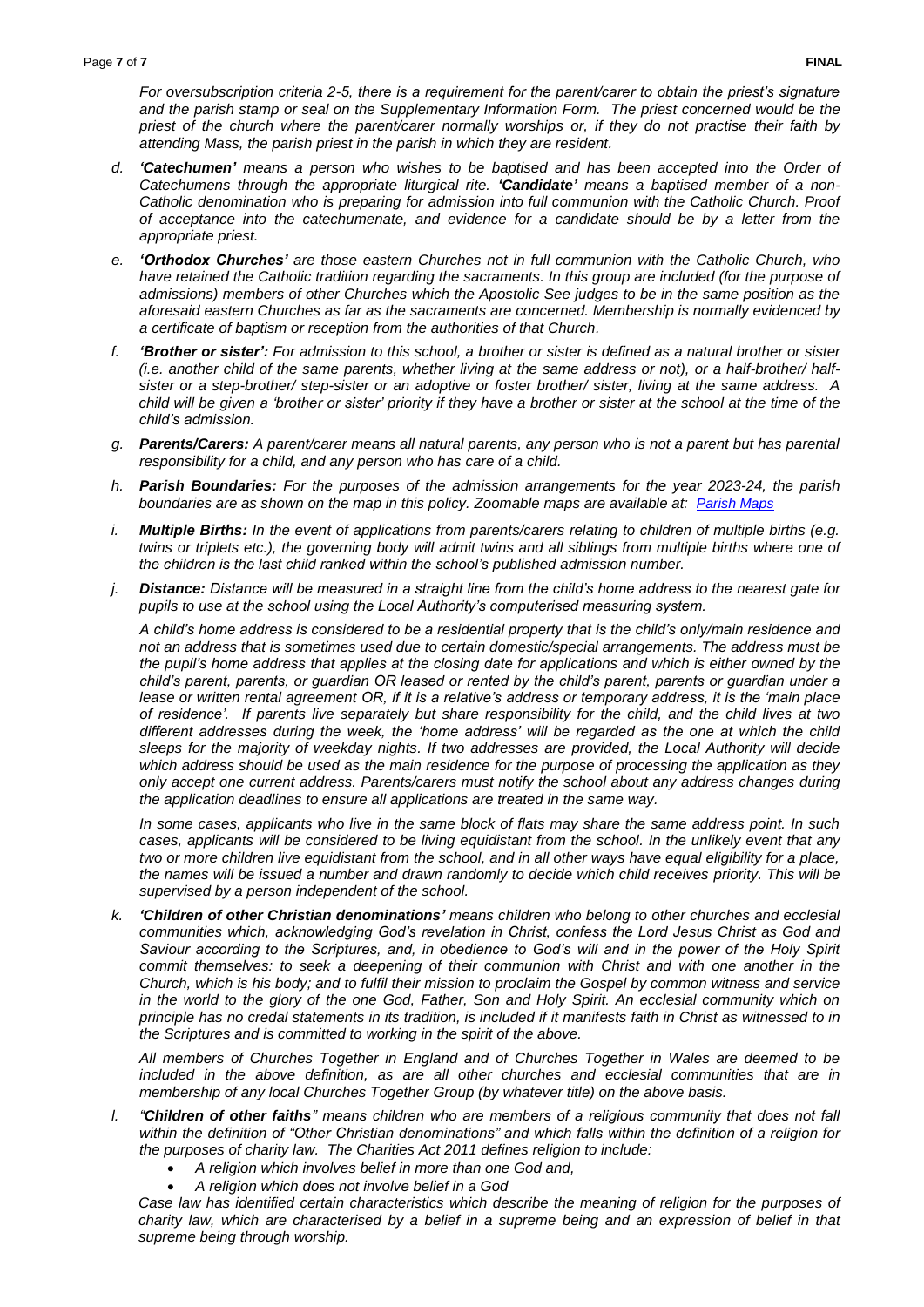*For oversubscription criteria 2-5, there is a requirement for the parent/carer to obtain the priest's signature and the parish stamp or seal on the Supplementary Information Form. The priest concerned would be the priest of the church where the parent/carer normally worships or, if they do not practise their faith by attending Mass, the parish priest in the parish in which they are resident.*

d. ***'Catechumen'*** *means a person who wishes to be baptised and has been accepted into the Order of Catechumens through the appropriate liturgical rite.* ***'Candidate'*** *means a baptised member of a non-Catholic denomination who is preparing for admission into full communion with the Catholic Church. Proof of acceptance into the catechumenate, and evidence for a candidate should be by a letter from the appropriate priest.*

e. ***'Orthodox Churches'*** *are those eastern Churches not in full communion with the Catholic Church, who have retained the Catholic tradition regarding the sacraments. In this group are included (for the purpose of admissions) members of other Churches which the Apostolic See judges to be in the same position as the aforesaid eastern Churches as far as the sacraments are concerned. Membership is normally evidenced by a certificate of baptism or reception from the authorities of that Church.*

f. ***'Brother or sister':*** *For admission to this school, a brother or sister is defined as a natural brother or sister (i.e. another child of the same parents, whether living at the same address or not), or a half-brother/ half-sister or a step-brother/ step-sister or an adoptive or foster brother/ sister, living at the same address. A child will be given a 'brother or sister' priority if they have a brother or sister at the school at the time of the child's admission.*

g. ***Parents/Carers:*** *A parent/carer means all natural parents, any person who is not a parent but has parental responsibility for a child, and any person who has care of a child.*

h. ***Parish Boundaries:*** *For the purposes of the admission arrangements for the year 2023-24, the parish boundaries are as shown on the map in this policy. Zoomable maps are available at: [Parish Maps]*

i. ***Multiple Births:*** *In the event of applications from parents/carers relating to children of multiple births (e.g. twins or triplets etc.), the governing body will admit twins and all siblings from multiple births where one of the children is the last child ranked within the school's published admission number.*

j. ***Distance:*** *Distance will be measured in a straight line from the child's home address to the nearest gate for pupils to use at the school using the Local Authority's computerised measuring system.*

   *A child's home address is considered to be a residential property that is the child's only/main residence and not an address that is sometimes used due to certain domestic/special arrangements. The address must be the pupil's home address that applies at the closing date for applications and which is either owned by the child's parent, parents, or guardian OR leased or rented by the child's parent, parents or guardian under a lease or written rental agreement OR, if it is a relative's address or temporary address, it is the 'main place of residence'. If parents live separately but share responsibility for the child, and the child lives at two different addresses during the week, the 'home address' will be regarded as the one at which the child sleeps for the majority of weekday nights. If two addresses are provided, the Local Authority will decide which address should be used as the main residence for the purpose of processing the application as they only accept one current address. Parents/carers must notify the school about any address changes during the application deadlines to ensure all applications are treated in the same way.*

   *In some cases, applicants who live in the same block of flats may share the same address point. In such cases, applicants will be considered to be living equidistant from the school. In the unlikely event that any two or more children live equidistant from the school, and in all other ways have equal eligibility for a place, the names will be issued a number and drawn randomly to decide which child receives priority. This will be supervised by a person independent of the school.*

k. ***'Children of other Christian denominations'*** *means children who belong to other churches and ecclesial communities which, acknowledging God's revelation in Christ, confess the Lord Jesus Christ as God and Saviour according to the Scriptures, and, in obedience to God's will and in the power of the Holy Spirit commit themselves: to seek a deepening of their communion with Christ and with one another in the Church, which is his body; and to fulfil their mission to proclaim the Gospel by common witness and service in the world to the glory of the one God, Father, Son and Holy Spirit. An ecclesial community which on principle has no credal statements in its tradition, is included if it manifests faith in Christ as witnessed to in the Scriptures and is committed to working in the spirit of the above.*

   *All members of Churches Together in England and of Churches Together in Wales are deemed to be included in the above definition, as are all other churches and ecclesial communities that are in membership of any local Churches Together Group (by whatever title) on the above basis.*

l. *"**Children of other faiths**" means children who are members of a religious community that does not fall within the definition of "Other Christian denominations" and which falls within the definition of a religion for the purposes of charity law. The Charities Act 2011 defines religion to include:*
   - *A religion which involves belief in more than one God and,*
   - *A religion which does not involve belief in a God*

   *Case law has identified certain characteristics which describe the meaning of religion for the purposes of charity law, which are characterised by a belief in a supreme being and an expression of belief in that supreme being through worship.*